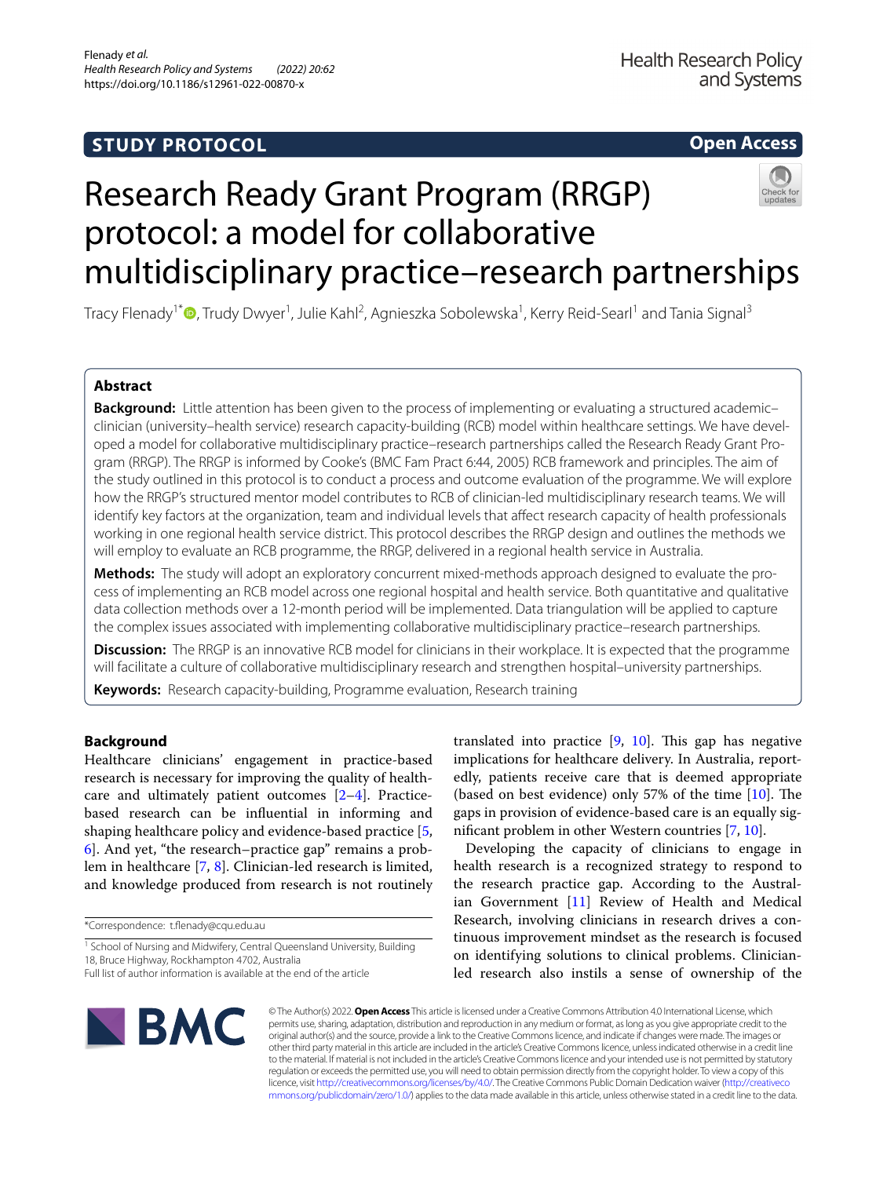STUDY PROTOCOL

Open Access

# Research Ready Grant Program (RRGP) protocol: a model for collaborative multidisciplinary practice–research partnerships

Tracy Flenady[1*], Trudy Dwyer[1], Julie Kahl[2], Agnieszka Sobolewska[1], Kerry Reid-Searl[1] and Tania Signal[3]

## Abstract

**Background:** Little attention has been given to the process of implementing or evaluating a structured academic–clinician (university–health service) research capacity-building (RCB) model within healthcare settings. We have developed a model for collaborative multidisciplinary practice–research partnerships called the Research Ready Grant Program (RRGP). The RRGP is informed by Cooke's (BMC Fam Pract 6:44, 2005) RCB framework and principles. The aim of the study outlined in this protocol is to conduct a process and outcome evaluation of the programme. We will explore how the RRGP's structured mentor model contributes to RCB of clinician-led multidisciplinary research teams. We will identify key factors at the organization, team and individual levels that affect research capacity of health professionals working in one regional health service district. This protocol describes the RRGP design and outlines the methods we will employ to evaluate an RCB programme, the RRGP, delivered in a regional health service in Australia.

**Methods:** The study will adopt an exploratory concurrent mixed-methods approach designed to evaluate the process of implementing an RCB model across one regional hospital and health service. Both quantitative and qualitative data collection methods over a 12-month period will be implemented. Data triangulation will be applied to capture the complex issues associated with implementing collaborative multidisciplinary practice–research partnerships.

**Discussion:** The RRGP is an innovative RCB model for clinicians in their workplace. It is expected that the programme will facilitate a culture of collaborative multidisciplinary research and strengthen hospital–university partnerships.

**Keywords:** Research capacity-building, Programme evaluation, Research training

## Background

Healthcare clinicians' engagement in practice-based research is necessary for improving the quality of healthcare and ultimately patient outcomes [2–4]. Practice-based research can be influential in informing and shaping healthcare policy and evidence-based practice [5, 6]. And yet, "the research–practice gap" remains a problem in healthcare [7, 8]. Clinician-led research is limited, and knowledge produced from research is not routinely translated into practice [9, 10]. This gap has negative implications for healthcare delivery. In Australia, reportedly, patients receive care that is deemed appropriate (based on best evidence) only 57% of the time [10]. The gaps in provision of evidence-based care is an equally significant problem in other Western countries [7, 10].

Developing the capacity of clinicians to engage in health research is a recognized strategy to respond to the research practice gap. According to the Australian Government [11] Review of Health and Medical Research, involving clinicians in research drives a continuous improvement mindset as the research is focused on identifying solutions to clinical problems. Clinician-led research also instils a sense of ownership of the

*Correspondence: t.flenady@cqu.edu.au

[1] School of Nursing and Midwifery, Central Queensland University, Building 18, Bruce Highway, Rockhampton 4702, Australia

Full list of author information is available at the end of the article

© The Author(s) 2022. **Open Access** This article is licensed under a Creative Commons Attribution 4.0 International License, which permits use, sharing, adaptation, distribution and reproduction in any medium or format, as long as you give appropriate credit to the original author(s) and the source, provide a link to the Creative Commons licence, and indicate if changes were made. The images or other third party material in this article are included in the article's Creative Commons licence, unless indicated otherwise in a credit line to the material. If material is not included in the article's Creative Commons licence and your intended use is not permitted by statutory regulation or exceeds the permitted use, you will need to obtain permission directly from the copyright holder. To view a copy of this licence, visit http://creativecommons.org/licenses/by/4.0/. The Creative Commons Public Domain Dedication waiver (http://creativecommons.org/publicdomain/zero/1.0/) applies to the data made available in this article, unless otherwise stated in a credit line to the data.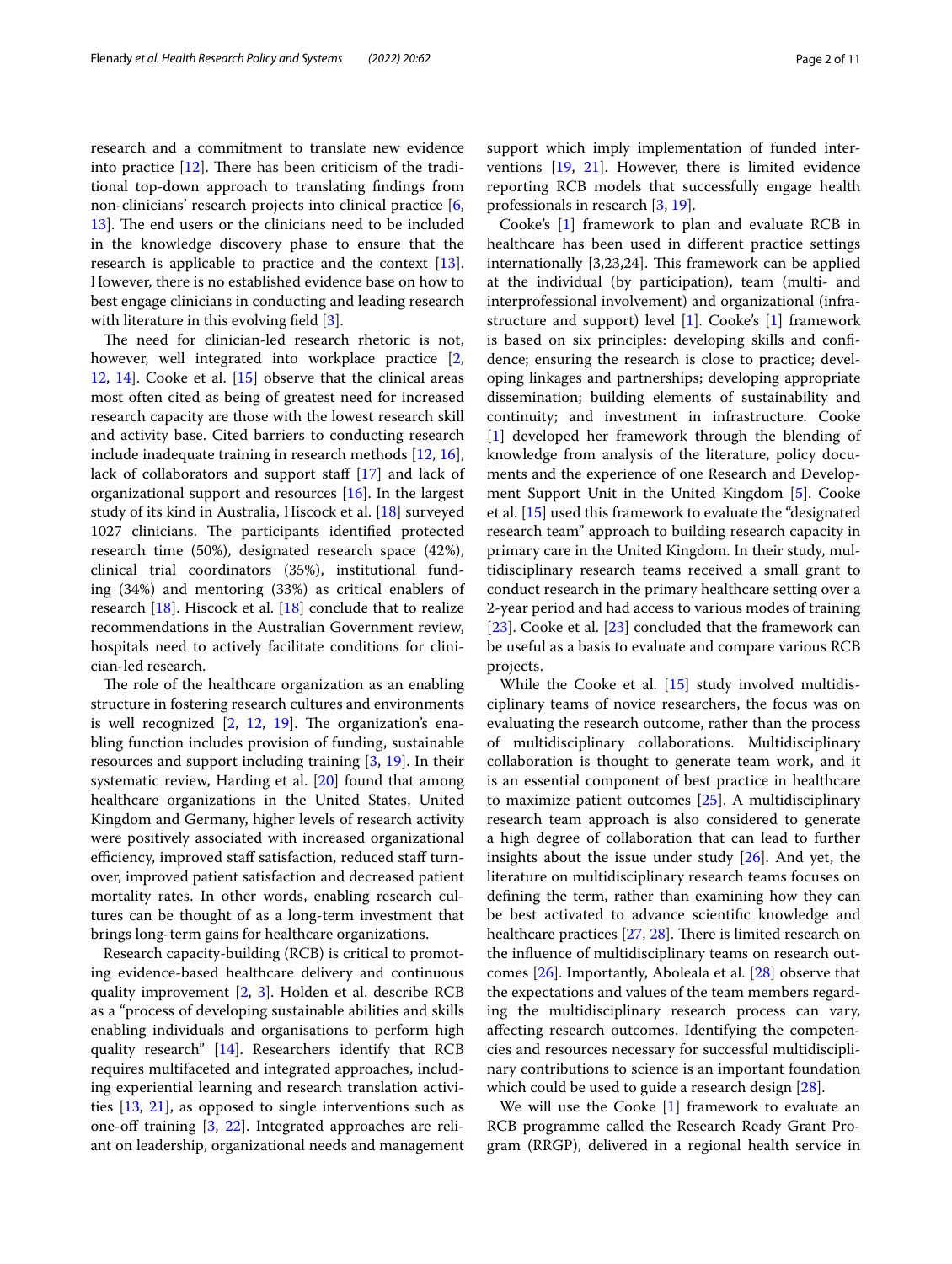research and a commitment to translate new evidence into practice [12]. There has been criticism of the traditional top-down approach to translating findings from non-clinicians' research projects into clinical practice [6, 13]. The end users or the clinicians need to be included in the knowledge discovery phase to ensure that the research is applicable to practice and the context [13]. However, there is no established evidence base on how to best engage clinicians in conducting and leading research with literature in this evolving field [3].

The need for clinician-led research rhetoric is not, however, well integrated into workplace practice [2, 12, 14]. Cooke et al. [15] observe that the clinical areas most often cited as being of greatest need for increased research capacity are those with the lowest research skill and activity base. Cited barriers to conducting research include inadequate training in research methods [12, 16], lack of collaborators and support staff [17] and lack of organizational support and resources [16]. In the largest study of its kind in Australia, Hiscock et al. [18] surveyed 1027 clinicians. The participants identified protected research time (50%), designated research space (42%), clinical trial coordinators (35%), institutional funding (34%) and mentoring (33%) as critical enablers of research [18]. Hiscock et al. [18] conclude that to realize recommendations in the Australian Government review, hospitals need to actively facilitate conditions for clinician-led research.

The role of the healthcare organization as an enabling structure in fostering research cultures and environments is well recognized [2, 12, 19]. The organization's enabling function includes provision of funding, sustainable resources and support including training [3, 19]. In their systematic review, Harding et al. [20] found that among healthcare organizations in the United States, United Kingdom and Germany, higher levels of research activity were positively associated with increased organizational efficiency, improved staff satisfaction, reduced staff turnover, improved patient satisfaction and decreased patient mortality rates. In other words, enabling research cultures can be thought of as a long-term investment that brings long-term gains for healthcare organizations.

Research capacity-building (RCB) is critical to promoting evidence-based healthcare delivery and continuous quality improvement [2, 3]. Holden et al. describe RCB as a "process of developing sustainable abilities and skills enabling individuals and organisations to perform high quality research" [14]. Researchers identify that RCB requires multifaceted and integrated approaches, including experiential learning and research translation activities [13, 21], as opposed to single interventions such as one-off training [3, 22]. Integrated approaches are reliant on leadership, organizational needs and management support which imply implementation of funded interventions [19, 21]. However, there is limited evidence reporting RCB models that successfully engage health professionals in research [3, 19].

Cooke's [1] framework to plan and evaluate RCB in healthcare has been used in different practice settings internationally [3,23,24]. This framework can be applied at the individual (by participation), team (multi- and interprofessional involvement) and organizational (infrastructure and support) level [1]. Cooke's [1] framework is based on six principles: developing skills and confidence; ensuring the research is close to practice; developing linkages and partnerships; developing appropriate dissemination; building elements of sustainability and continuity; and investment in infrastructure. Cooke [1] developed her framework through the blending of knowledge from analysis of the literature, policy documents and the experience of one Research and Development Support Unit in the United Kingdom [5]. Cooke et al. [15] used this framework to evaluate the "designated research team" approach to building research capacity in primary care in the United Kingdom. In their study, multidisciplinary research teams received a small grant to conduct research in the primary healthcare setting over a 2-year period and had access to various modes of training [23]. Cooke et al. [23] concluded that the framework can be useful as a basis to evaluate and compare various RCB projects.

While the Cooke et al. [15] study involved multidisciplinary teams of novice researchers, the focus was on evaluating the research outcome, rather than the process of multidisciplinary collaborations. Multidisciplinary collaboration is thought to generate team work, and it is an essential component of best practice in healthcare to maximize patient outcomes [25]. A multidisciplinary research team approach is also considered to generate a high degree of collaboration that can lead to further insights about the issue under study [26]. And yet, the literature on multidisciplinary research teams focuses on defining the term, rather than examining how they can be best activated to advance scientific knowledge and healthcare practices [27, 28]. There is limited research on the influence of multidisciplinary teams on research outcomes [26]. Importantly, Aboleala et al. [28] observe that the expectations and values of the team members regarding the multidisciplinary research process can vary, affecting research outcomes. Identifying the competencies and resources necessary for successful multidisciplinary contributions to science is an important foundation which could be used to guide a research design [28].

We will use the Cooke [1] framework to evaluate an RCB programme called the Research Ready Grant Program (RRGP), delivered in a regional health service in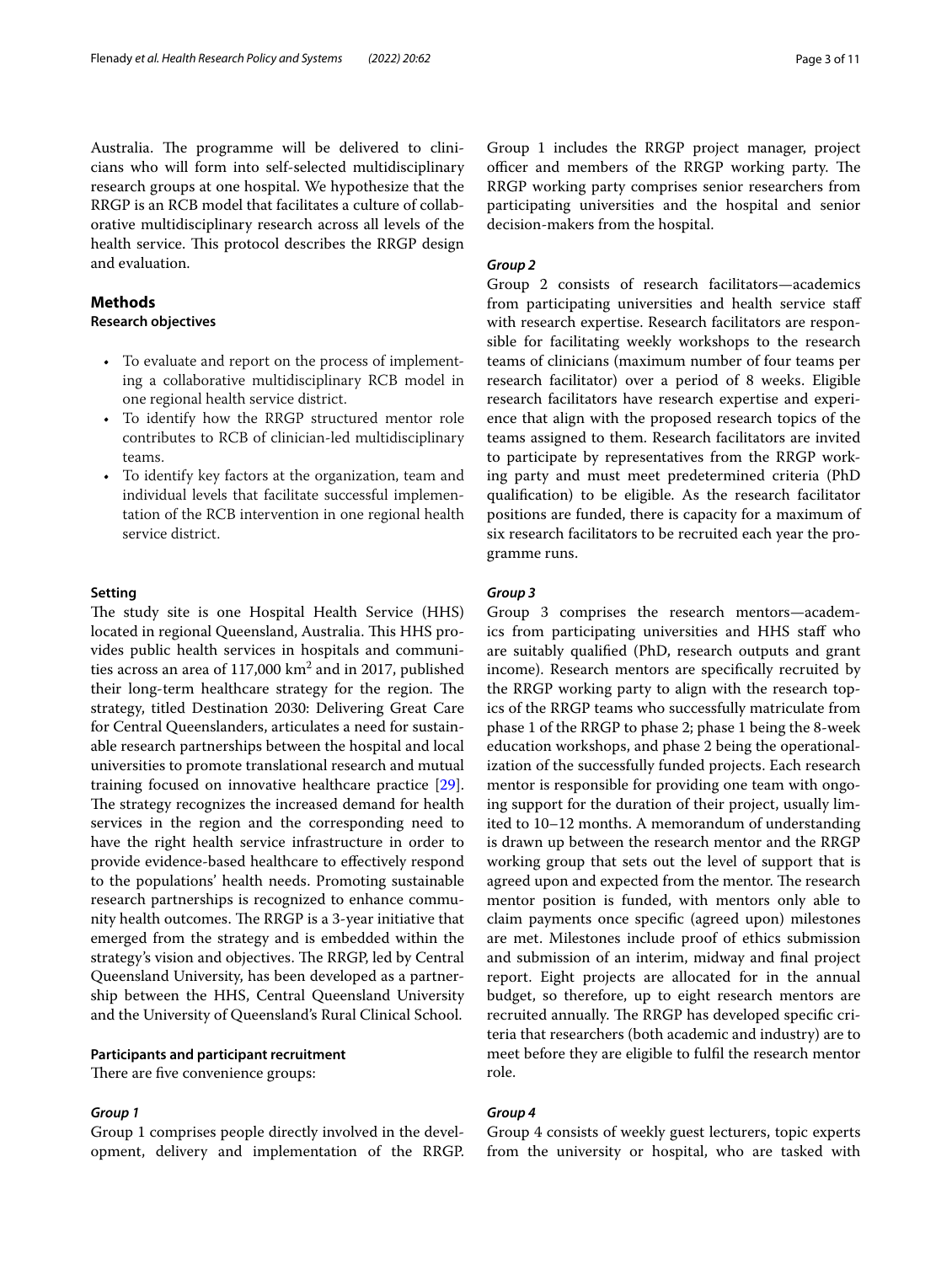Australia. The programme will be delivered to clinicians who will form into self-selected multidisciplinary research groups at one hospital. We hypothesize that the RRGP is an RCB model that facilitates a culture of collaborative multidisciplinary research across all levels of the health service. This protocol describes the RRGP design and evaluation.

## Methods

### Research objectives

- To evaluate and report on the process of implementing a collaborative multidisciplinary RCB model in one regional health service district.
- To identify how the RRGP structured mentor role contributes to RCB of clinician-led multidisciplinary teams.
- To identify key factors at the organization, team and individual levels that facilitate successful implementation of the RCB intervention in one regional health service district.

### Setting

The study site is one Hospital Health Service (HHS) located in regional Queensland, Australia. This HHS provides public health services in hospitals and communities across an area of 117,000 km$^2$ and in 2017, published their long-term healthcare strategy for the region. The strategy, titled Destination 2030: Delivering Great Care for Central Queenslanders, articulates a need for sustainable research partnerships between the hospital and local universities to promote translational research and mutual training focused on innovative healthcare practice [29]. The strategy recognizes the increased demand for health services in the region and the corresponding need to have the right health service infrastructure in order to provide evidence-based healthcare to effectively respond to the populations' health needs. Promoting sustainable research partnerships is recognized to enhance community health outcomes. The RRGP is a 3-year initiative that emerged from the strategy and is embedded within the strategy's vision and objectives. The RRGP, led by Central Queensland University, has been developed as a partnership between the HHS, Central Queensland University and the University of Queensland's Rural Clinical School.

### Participants and participant recruitment

There are five convenience groups:

#### *Group 1*

Group 1 comprises people directly involved in the development, delivery and implementation of the RRGP. Group 1 includes the RRGP project manager, project officer and members of the RRGP working party. The RRGP working party comprises senior researchers from participating universities and the hospital and senior decision-makers from the hospital.

#### *Group 2*

Group 2 consists of research facilitators—academics from participating universities and health service staff with research expertise. Research facilitators are responsible for facilitating weekly workshops to the research teams of clinicians (maximum number of four teams per research facilitator) over a period of 8 weeks. Eligible research facilitators have research expertise and experience that align with the proposed research topics of the teams assigned to them. Research facilitators are invited to participate by representatives from the RRGP working party and must meet predetermined criteria (PhD qualification) to be eligible. As the research facilitator positions are funded, there is capacity for a maximum of six research facilitators to be recruited each year the programme runs.

#### *Group 3*

Group 3 comprises the research mentors—academics from participating universities and HHS staff who are suitably qualified (PhD, research outputs and grant income). Research mentors are specifically recruited by the RRGP working party to align with the research topics of the RRGP teams who successfully matriculate from phase 1 of the RRGP to phase 2; phase 1 being the 8-week education workshops, and phase 2 being the operationalization of the successfully funded projects. Each research mentor is responsible for providing one team with ongoing support for the duration of their project, usually limited to 10–12 months. A memorandum of understanding is drawn up between the research mentor and the RRGP working group that sets out the level of support that is agreed upon and expected from the mentor. The research mentor position is funded, with mentors only able to claim payments once specific (agreed upon) milestones are met. Milestones include proof of ethics submission and submission of an interim, midway and final project report. Eight projects are allocated for in the annual budget, so therefore, up to eight research mentors are recruited annually. The RRGP has developed specific criteria that researchers (both academic and industry) are to meet before they are eligible to fulfil the research mentor role.

#### *Group 4*

Group 4 consists of weekly guest lecturers, topic experts from the university or hospital, who are tasked with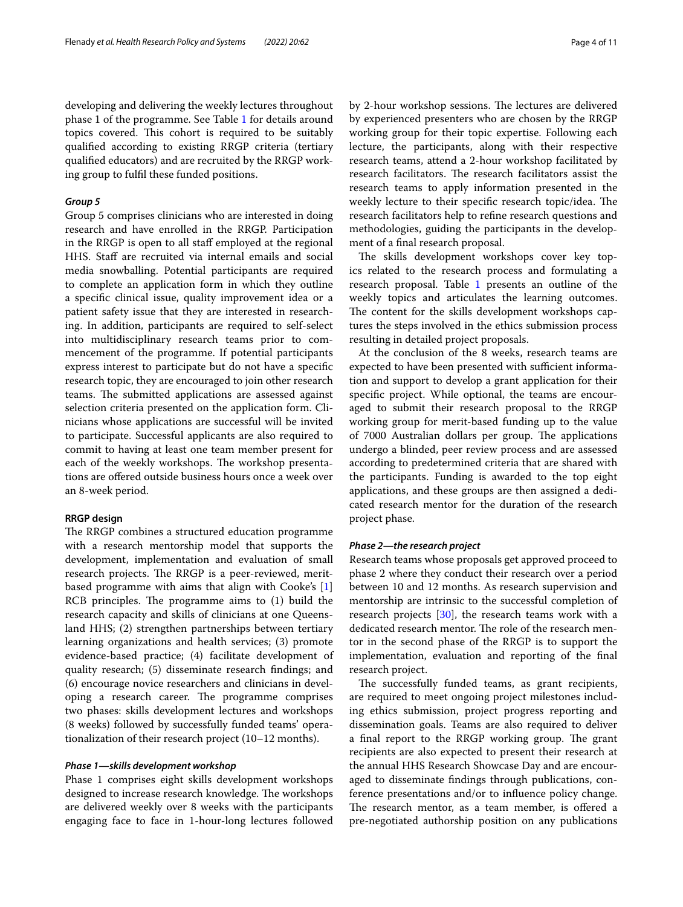developing and delivering the weekly lectures throughout phase 1 of the programme. See Table 1 for details around topics covered. This cohort is required to be suitably qualified according to existing RRGP criteria (tertiary qualified educators) and are recruited by the RRGP working group to fulfil these funded positions.

#### *Group 5*

Group 5 comprises clinicians who are interested in doing research and have enrolled in the RRGP. Participation in the RRGP is open to all staff employed at the regional HHS. Staff are recruited via internal emails and social media snowballing. Potential participants are required to complete an application form in which they outline a specific clinical issue, quality improvement idea or a patient safety issue that they are interested in researching. In addition, participants are required to self-select into multidisciplinary research teams prior to commencement of the programme. If potential participants express interest to participate but do not have a specific research topic, they are encouraged to join other research teams. The submitted applications are assessed against selection criteria presented on the application form. Clinicians whose applications are successful will be invited to participate. Successful applicants are also required to commit to having at least one team member present for each of the weekly workshops. The workshop presentations are offered outside business hours once a week over an 8-week period.

### RRGP design

The RRGP combines a structured education programme with a research mentorship model that supports the development, implementation and evaluation of small research projects. The RRGP is a peer-reviewed, merit-based programme with aims that align with Cooke's [1] RCB principles. The programme aims to (1) build the research capacity and skills of clinicians at one Queensland HHS; (2) strengthen partnerships between tertiary learning organizations and health services; (3) promote evidence-based practice; (4) facilitate development of quality research; (5) disseminate research findings; and (6) encourage novice researchers and clinicians in developing a research career. The programme comprises two phases: skills development lectures and workshops (8 weeks) followed by successfully funded teams' operationalization of their research project (10–12 months).

#### *Phase 1—skills development workshop*

Phase 1 comprises eight skills development workshops designed to increase research knowledge. The workshops are delivered weekly over 8 weeks with the participants engaging face to face in 1-hour-long lectures followed by 2-hour workshop sessions. The lectures are delivered by experienced presenters who are chosen by the RRGP working group for their topic expertise. Following each lecture, the participants, along with their respective research teams, attend a 2-hour workshop facilitated by research facilitators. The research facilitators assist the research teams to apply information presented in the weekly lecture to their specific research topic/idea. The research facilitators help to refine research questions and methodologies, guiding the participants in the development of a final research proposal.

The skills development workshops cover key topics related to the research process and formulating a research proposal. Table 1 presents an outline of the weekly topics and articulates the learning outcomes. The content for the skills development workshops captures the steps involved in the ethics submission process resulting in detailed project proposals.

At the conclusion of the 8 weeks, research teams are expected to have been presented with sufficient information and support to develop a grant application for their specific project. While optional, the teams are encouraged to submit their research proposal to the RRGP working group for merit-based funding up to the value of 7000 Australian dollars per group. The applications undergo a blinded, peer review process and are assessed according to predetermined criteria that are shared with the participants. Funding is awarded to the top eight applications, and these groups are then assigned a dedicated research mentor for the duration of the research project phase.

#### *Phase 2—the research project*

Research teams whose proposals get approved proceed to phase 2 where they conduct their research over a period between 10 and 12 months. As research supervision and mentorship are intrinsic to the successful completion of research projects [30], the research teams work with a dedicated research mentor. The role of the research mentor in the second phase of the RRGP is to support the implementation, evaluation and reporting of the final research project.

The successfully funded teams, as grant recipients, are required to meet ongoing project milestones including ethics submission, project progress reporting and dissemination goals. Teams are also required to deliver a final report to the RRGP working group. The grant recipients are also expected to present their research at the annual HHS Research Showcase Day and are encouraged to disseminate findings through publications, conference presentations and/or to influence policy change. The research mentor, as a team member, is offered a pre-negotiated authorship position on any publications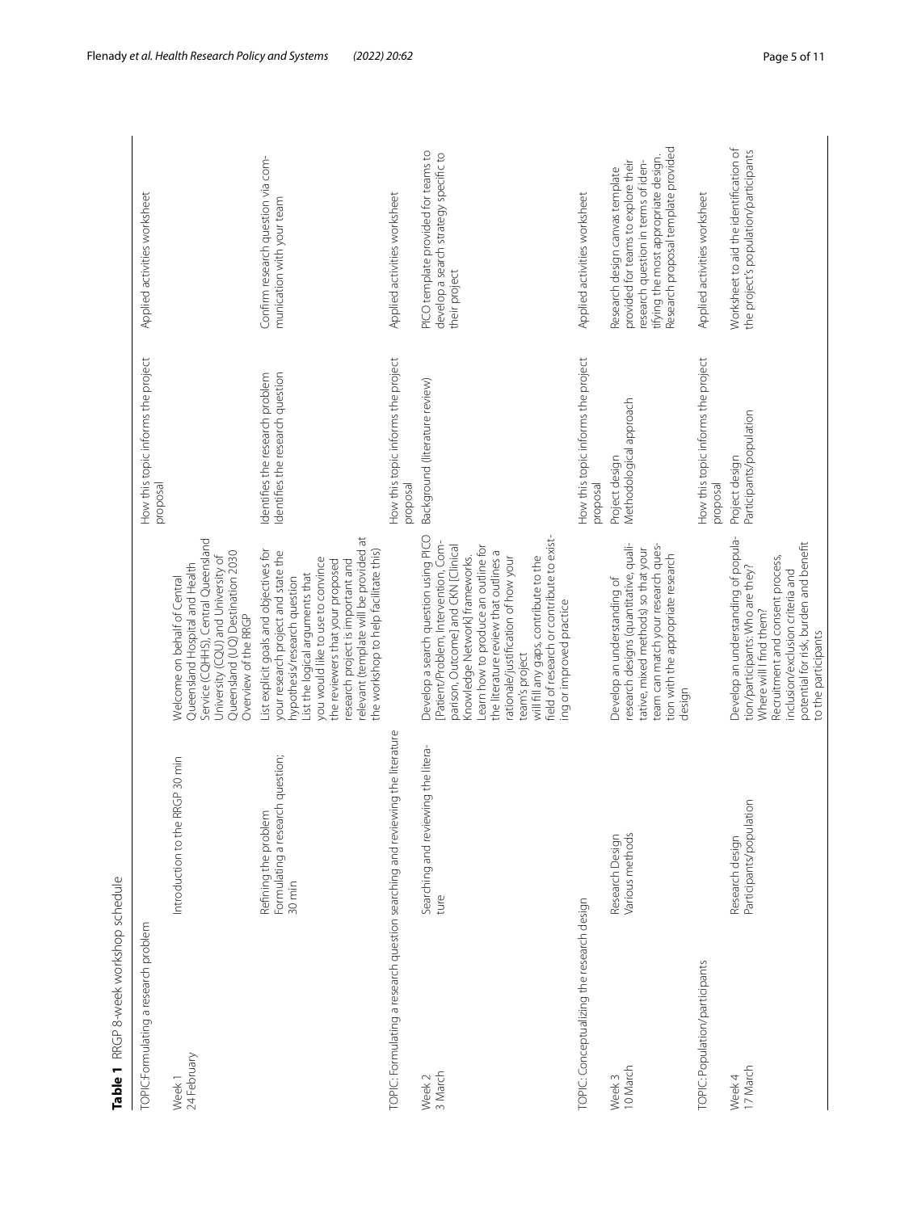**Table 1** RRGP 8-week workshop schedule

| | | | | |
|---|---|---|---|---|
| TOPIC: Formulating a research problem | | | How this topic informs the project proposal | Applied activities worksheet |
| Week 1 24 February | Introduction to the RRGP 30 min | Welcome on behalf of Central Queensland Hospital and Health Service (CQHHS), Central Queensland University (CQU) and University of Queensland (UQ) Destination 2030 Overview of the RRGP | | |
| | Refining the problem Formulating a research question; 30 min | List explicit goals and objectives for your research project and state the hypothesis/research question List the logical arguments that you would like to use to convince the reviewers that your proposed research project is important and relevant (template will be provided at the workshop to help facilitate this) | Identifies the research problem Identifies the research question | Confirm research question via communication with your team |
| TOPIC: Formulating a research question searching and reviewing the literature | | | How this topic informs the project proposal | Applied activities worksheet |
| Week 2 3 March | Searching and reviewing the literature | Develop a search question using PICO [Patient/Problem, Intervention, Comparison, Outcome] and CKN [Clinical Knowledge Network] frameworks. Learn how to produce an outline for the literature review that outlines a rationale/justification of how your team's project will fill any gaps, contribute to the field of research or contribute to existing or improved practice | Background (literature review) | PICO template provided for teams to develop a search strategy specific to their project |
| TOPIC: Conceptualizing the research design | | | How this topic informs the project proposal | Applied activities worksheet |
| Week 3 10 March | Research Design Various methods | Develop an understanding of research designs (quantitative, qualitative, mixed methods) so that your team can match your research question with the appropriate research design | Project design Methodological approach | Research design canvas template provided for teams to explore their research question in terms of identifying the most appropriate design. Research proposal template provided |
| TOPIC: Population/participants | | | How this topic informs the project proposal | Applied activities worksheet |
| Week 4 17 March | Research design Participants/population | Develop an understanding of population/participants: Who are they? Where will I find them? Recruitment and consent process, inclusion/exclusion criteria and potential for risk, burden and benefit to the participants | Project design Participants/population | Worksheet to aid the identification of the project's population/participants |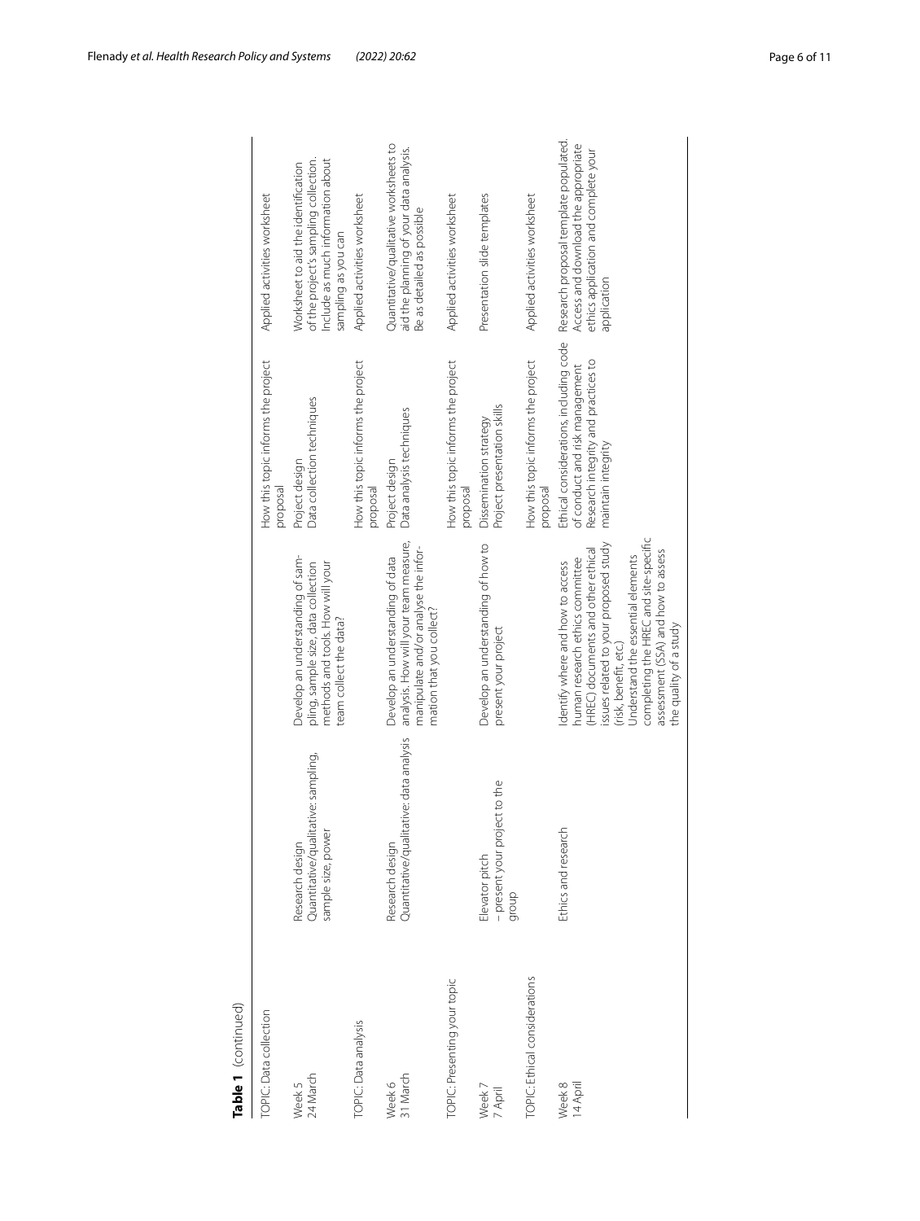**Table 1** (continued)

| | | | | |
|---|---|---|---|---|
| TOPIC: Data collection | | | How this topic informs the project proposal | Applied activities worksheet |
| Week 5<br>24 March | Research design<br>Quantitative/qualitative: sampling, sample size, power | Develop an understanding of sampling, sample size, data collection methods and tools. How will your team collect the data? | Project design<br>Data collection techniques | Worksheet to aid the identification of the project's sampling collection. Include as much information about sampling as you can |
| TOPIC: Data analysis | | | How this topic informs the project proposal | Applied activities worksheet |
| Week 6<br>31 March | Research design<br>Quantitative/qualitative: data analysis | Develop an understanding of data analysis. How will your team measure, manipulate and/or analyse the information that you collect? | Project design<br>Data analysis techniques | Quantitative/qualitative worksheets to aid the planning of your data analysis. Be as detailed as possible |
| TOPIC: Presenting your topic | | | How this topic informs the project proposal | Applied activities worksheet |
| Week 7<br>7 April | Elevator pitch<br>– present your project to the group | Develop an understanding of how to present your project | Dissemination strategy<br>Project presentation skills | Presentation slide templates |
| TOPIC: Ethical considerations | | | How this topic informs the project proposal | Applied activities worksheet |
| Week 8<br>14 April | Ethics and research | Identify where and how to access human research ethics committee (HREC) documents and other ethical issues related to your proposed study (risk, benefit, etc.)<br>Understand the essential elements completing the HREC and site-specific assessment (SSA) and how to assess the quality of a study | Ethical considerations, including code of conduct and risk management<br>Research integrity and practices to maintain integrity | Research proposal template populated. Access and download the appropriate ethics application and complete your application |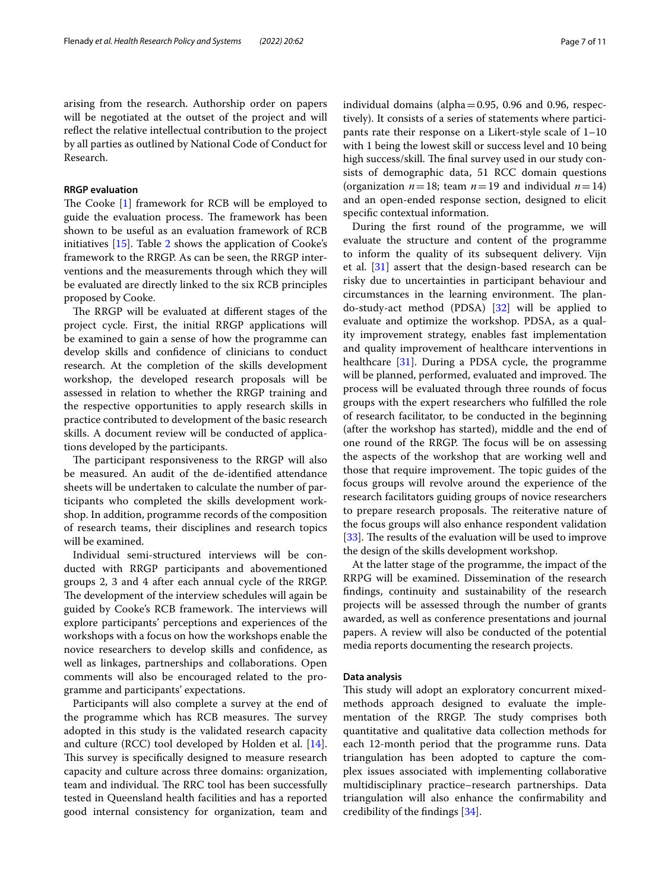arising from the research. Authorship order on papers will be negotiated at the outset of the project and will reflect the relative intellectual contribution to the project by all parties as outlined by National Code of Conduct for Research.

### RRGP evaluation

The Cooke [1] framework for RCB will be employed to guide the evaluation process. The framework has been shown to be useful as an evaluation framework of RCB initiatives [15]. Table 2 shows the application of Cooke's framework to the RRGP. As can be seen, the RRGP interventions and the measurements through which they will be evaluated are directly linked to the six RCB principles proposed by Cooke.

The RRGP will be evaluated at different stages of the project cycle. First, the initial RRGP applications will be examined to gain a sense of how the programme can develop skills and confidence of clinicians to conduct research. At the completion of the skills development workshop, the developed research proposals will be assessed in relation to whether the RRGP training and the respective opportunities to apply research skills in practice contributed to development of the basic research skills. A document review will be conducted of applications developed by the participants.

The participant responsiveness to the RRGP will also be measured. An audit of the de-identified attendance sheets will be undertaken to calculate the number of participants who completed the skills development workshop. In addition, programme records of the composition of research teams, their disciplines and research topics will be examined.

Individual semi-structured interviews will be conducted with RRGP participants and abovementioned groups 2, 3 and 4 after each annual cycle of the RRGP. The development of the interview schedules will again be guided by Cooke's RCB framework. The interviews will explore participants' perceptions and experiences of the workshops with a focus on how the workshops enable the novice researchers to develop skills and confidence, as well as linkages, partnerships and collaborations. Open comments will also be encouraged related to the programme and participants' expectations.

Participants will also complete a survey at the end of the programme which has RCB measures. The survey adopted in this study is the validated research capacity and culture (RCC) tool developed by Holden et al. [14]. This survey is specifically designed to measure research capacity and culture across three domains: organization, team and individual. The RRC tool has been successfully tested in Queensland health facilities and has a reported good internal consistency for organization, team and individual domains (alpha = 0.95, 0.96 and 0.96, respectively). It consists of a series of statements where participants rate their response on a Likert-style scale of 1–10 with 1 being the lowest skill or success level and 10 being high success/skill. The final survey used in our study consists of demographic data, 51 RCC domain questions (organization $n = 18$; team $n = 19$ and individual $n = 14$) and an open-ended response section, designed to elicit specific contextual information.

During the first round of the programme, we will evaluate the structure and content of the programme to inform the quality of its subsequent delivery. Vijn et al. [31] assert that the design-based research can be risky due to uncertainties in participant behaviour and circumstances in the learning environment. The plan-do-study-act method (PDSA) [32] will be applied to evaluate and optimize the workshop. PDSA, as a quality improvement strategy, enables fast implementation and quality improvement of healthcare interventions in healthcare [31]. During a PDSA cycle, the programme will be planned, performed, evaluated and improved. The process will be evaluated through three rounds of focus groups with the expert researchers who fulfilled the role of research facilitator, to be conducted in the beginning (after the workshop has started), middle and the end of one round of the RRGP. The focus will be on assessing the aspects of the workshop that are working well and those that require improvement. The topic guides of the focus groups will revolve around the experience of the research facilitators guiding groups of novice researchers to prepare research proposals. The reiterative nature of the focus groups will also enhance respondent validation [33]. The results of the evaluation will be used to improve the design of the skills development workshop.

At the latter stage of the programme, the impact of the RRPG will be examined. Dissemination of the research findings, continuity and sustainability of the research projects will be assessed through the number of grants awarded, as well as conference presentations and journal papers. A review will also be conducted of the potential media reports documenting the research projects.

### Data analysis

This study will adopt an exploratory concurrent mixed-methods approach designed to evaluate the implementation of the RRGP. The study comprises both quantitative and qualitative data collection methods for each 12-month period that the programme runs. Data triangulation has been adopted to capture the complex issues associated with implementing collaborative multidisciplinary practice–research partnerships. Data triangulation will also enhance the confirmability and credibility of the findings [34].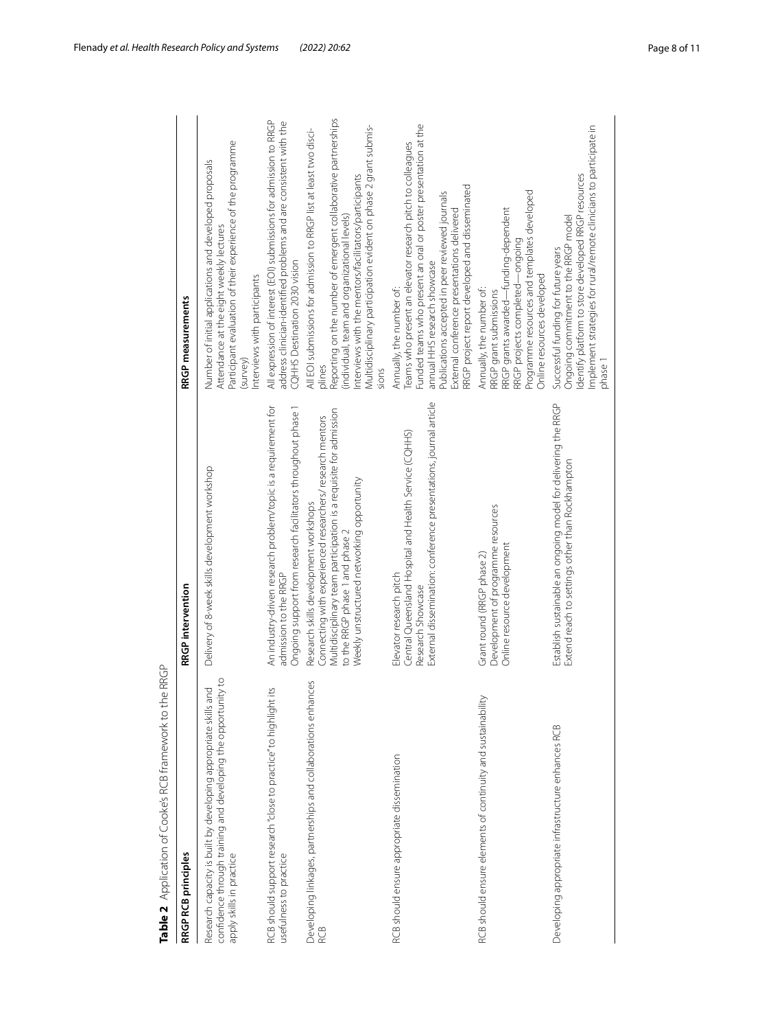**Table 2** Application of Cooke's RCB framework to the RRGP

| RRGP RCB principles | RRGP intervention | RRGP measurements |
|---|---|---|
| Research capacity is built by developing appropriate skills and confidence through training and developing the opportunity to apply skills in practice | Delivery of 8-week skills development workshop | Number of initial applications and developed proposals<br>Attendance at the eight weekly lectures<br>Participant evaluation of their experience of the programme (survey)<br>Interviews with participants |
| RCB should support research "close to practice" to highlight its usefulness to practice | An industry-driven research problem/topic is a requirement for admission to the RRGP<br>Ongoing support from research facilitators throughout phase 1 | All expression of interest (EOI) submissions for admission to RRGP address clinician-identified problems and are consistent with the CQHHS Destination 2030 vision |
| Developing linkages, partnerships and collaborations enhances RCB | Research skills development workshops<br>Connecting with experienced researchers/ research mentors<br>Multidisciplinary team participation is a requisite for admission to the RRGP phase 1 and phase 2<br>Weekly unstructured networking opportunity | All EOI submissions for admission to RRGP list at least two disciplines<br>Reporting on the number of emergent collaborative partnerships (individual, team and organizational levels)<br>Interviews with the mentors/facilitators/participants<br>Multidisciplinary participation evident on phase 2 grant submissions |
| RCB should ensure appropriate dissemination | Elevator research pitch<br>Central Queensland Hospital and Health Service (CQHHS) Research Showcase<br>External dissemination: conference presentations, journal article | Annually, the number of:<br>Teams who present an elevator research pitch to colleagues<br>Funded teams who present an oral or poster presentation at the annual HHS research showcase<br>Publications accepted in peer reviewed journals<br>External conference presentations delivered<br>RRGP project report developed and disseminated |
| RCB should ensure elements of continuity and sustainability | Grant round (RRGP phase 2)<br>Development of programme resources<br>Online resource development | Annually, the number of:<br>RRGP grant submissions<br>RRGP grants awarded—funding-dependent<br>RRGP projects completed—ongoing<br>Programme resources and templates developed<br>Online resources developed |
| Developing appropriate infrastructure enhances RCB | Establish sustainable an ongoing model for delivering the RRGP<br>Extend reach to settings other than Rockhampton | Successful funding for future years<br>Ongoing commitment to the RRGP model<br>Identify platform to store developed RRGP resources<br>Implement strategies for rural/remote clinicians to participate in phase 1 |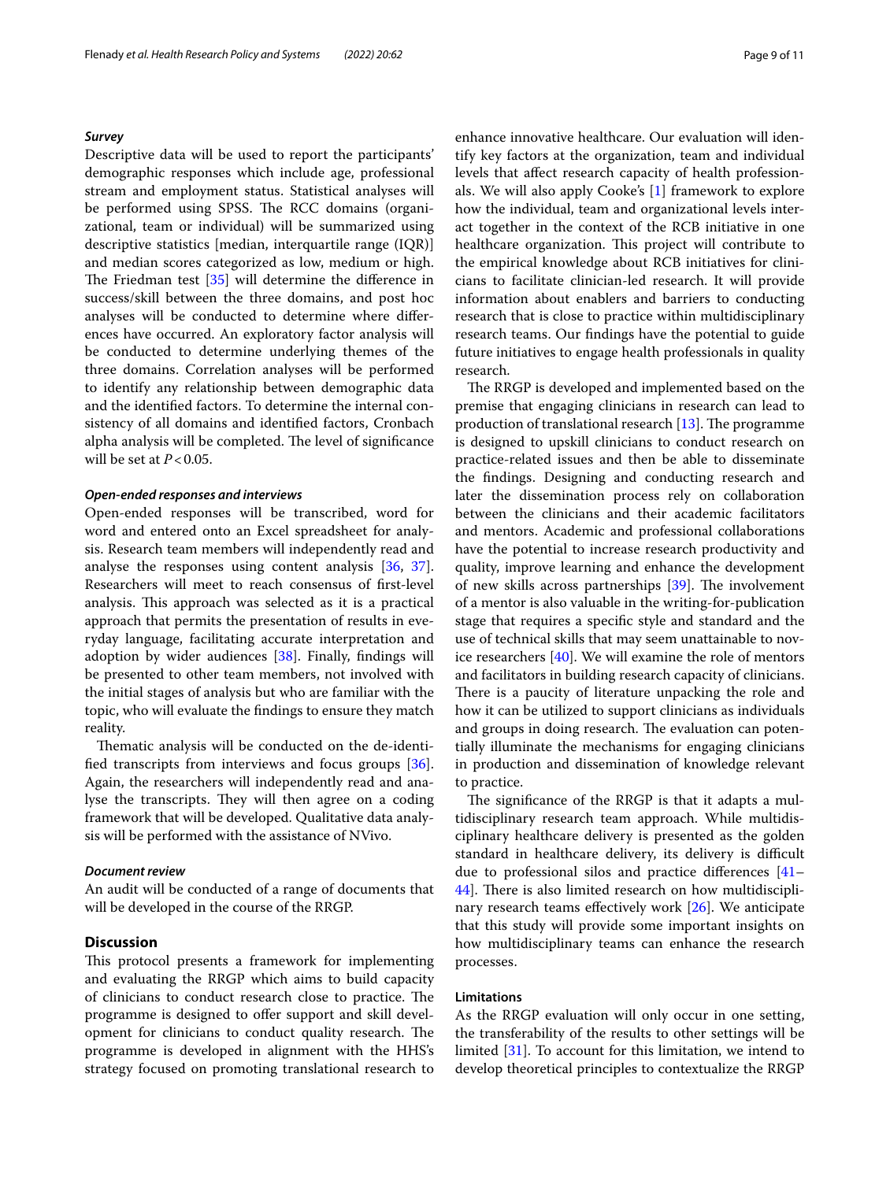### *Survey*

Descriptive data will be used to report the participants' demographic responses which include age, professional stream and employment status. Statistical analyses will be performed using SPSS. The RCC domains (organizational, team or individual) will be summarized using descriptive statistics [median, interquartile range (IQR)] and median scores categorized as low, medium or high. The Friedman test [35] will determine the difference in success/skill between the three domains, and post hoc analyses will be conducted to determine where differences have occurred. An exploratory factor analysis will be conducted to determine underlying themes of the three domains. Correlation analyses will be performed to identify any relationship between demographic data and the identified factors. To determine the internal consistency of all domains and identified factors, Cronbach alpha analysis will be completed. The level of significance will be set at $P < 0.05$.

### *Open-ended responses and interviews*

Open-ended responses will be transcribed, word for word and entered onto an Excel spreadsheet for analysis. Research team members will independently read and analyse the responses using content analysis [36, 37]. Researchers will meet to reach consensus of first-level analysis. This approach was selected as it is a practical approach that permits the presentation of results in everyday language, facilitating accurate interpretation and adoption by wider audiences [38]. Finally, findings will be presented to other team members, not involved with the initial stages of analysis but who are familiar with the topic, who will evaluate the findings to ensure they match reality.

Thematic analysis will be conducted on the de-identified transcripts from interviews and focus groups [36]. Again, the researchers will independently read and analyse the transcripts. They will then agree on a coding framework that will be developed. Qualitative data analysis will be performed with the assistance of NVivo.

### *Document review*

An audit will be conducted of a range of documents that will be developed in the course of the RRGP.

## Discussion

This protocol presents a framework for implementing and evaluating the RRGP which aims to build capacity of clinicians to conduct research close to practice. The programme is designed to offer support and skill development for clinicians to conduct quality research. The programme is developed in alignment with the HHS's strategy focused on promoting translational research to enhance innovative healthcare. Our evaluation will identify key factors at the organization, team and individual levels that affect research capacity of health professionals. We will also apply Cooke's [1] framework to explore how the individual, team and organizational levels interact together in the context of the RCB initiative in one healthcare organization. This project will contribute to the empirical knowledge about RCB initiatives for clinicians to facilitate clinician-led research. It will provide information about enablers and barriers to conducting research that is close to practice within multidisciplinary research teams. Our findings have the potential to guide future initiatives to engage health professionals in quality research.

The RRGP is developed and implemented based on the premise that engaging clinicians in research can lead to production of translational research [13]. The programme is designed to upskill clinicians to conduct research on practice-related issues and then be able to disseminate the findings. Designing and conducting research and later the dissemination process rely on collaboration between the clinicians and their academic facilitators and mentors. Academic and professional collaborations have the potential to increase research productivity and quality, improve learning and enhance the development of new skills across partnerships [39]. The involvement of a mentor is also valuable in the writing-for-publication stage that requires a specific style and standard and the use of technical skills that may seem unattainable to novice researchers [40]. We will examine the role of mentors and facilitators in building research capacity of clinicians. There is a paucity of literature unpacking the role and how it can be utilized to support clinicians as individuals and groups in doing research. The evaluation can potentially illuminate the mechanisms for engaging clinicians in production and dissemination of knowledge relevant to practice.

The significance of the RRGP is that it adapts a multidisciplinary research team approach. While multidisciplinary healthcare delivery is presented as the golden standard in healthcare delivery, its delivery is difficult due to professional silos and practice differences [41–44]. There is also limited research on how multidisciplinary research teams effectively work [26]. We anticipate that this study will provide some important insights on how multidisciplinary teams can enhance the research processes.

### Limitations

As the RRGP evaluation will only occur in one setting, the transferability of the results to other settings will be limited [31]. To account for this limitation, we intend to develop theoretical principles to contextualize the RRGP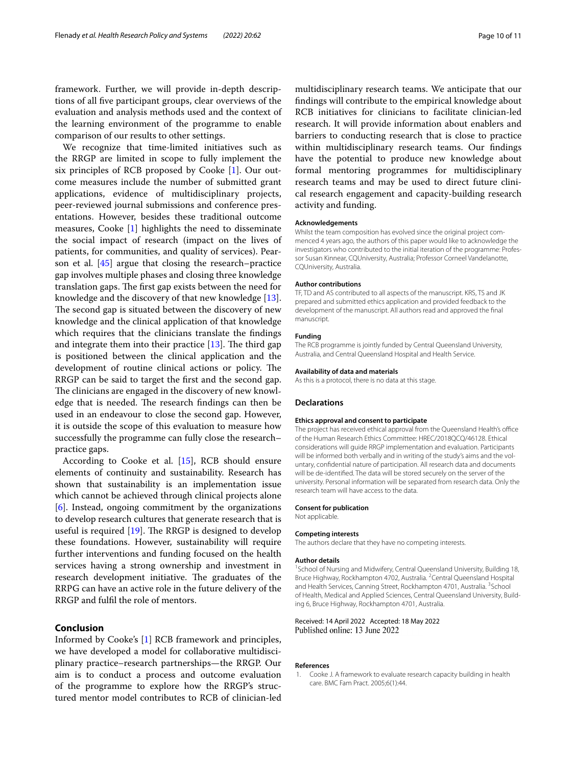framework. Further, we will provide in-depth descriptions of all five participant groups, clear overviews of the evaluation and analysis methods used and the context of the learning environment of the programme to enable comparison of our results to other settings.

We recognize that time-limited initiatives such as the RRGP are limited in scope to fully implement the six principles of RCB proposed by Cooke [1]. Our outcome measures include the number of submitted grant applications, evidence of multidisciplinary projects, peer-reviewed journal submissions and conference presentations. However, besides these traditional outcome measures, Cooke [1] highlights the need to disseminate the social impact of research (impact on the lives of patients, for communities, and quality of services). Pearson et al. [45] argue that closing the research–practice gap involves multiple phases and closing three knowledge translation gaps. The first gap exists between the need for knowledge and the discovery of that new knowledge [13]. The second gap is situated between the discovery of new knowledge and the clinical application of that knowledge which requires that the clinicians translate the findings and integrate them into their practice [13]. The third gap is positioned between the clinical application and the development of routine clinical actions or policy. The RRGP can be said to target the first and the second gap. The clinicians are engaged in the discovery of new knowledge that is needed. The research findings can then be used in an endeavour to close the second gap. However, it is outside the scope of this evaluation to measure how successfully the programme can fully close the research–practice gaps.

According to Cooke et al. [15], RCB should ensure elements of continuity and sustainability. Research has shown that sustainability is an implementation issue which cannot be achieved through clinical projects alone [6]. Instead, ongoing commitment by the organizations to develop research cultures that generate research that is useful is required [19]. The RRGP is designed to develop these foundations. However, sustainability will require further interventions and funding focused on the health services having a strong ownership and investment in research development initiative. The graduates of the RRPG can have an active role in the future delivery of the RRGP and fulfil the role of mentors.

## Conclusion

Informed by Cooke's [1] RCB framework and principles, we have developed a model for collaborative multidisciplinary practice–research partnerships—the RRGP. Our aim is to conduct a process and outcome evaluation of the programme to explore how the RRGP's structured mentor model contributes to RCB of clinician-led multidisciplinary research teams. We anticipate that our findings will contribute to the empirical knowledge about RCB initiatives for clinicians to facilitate clinician-led research. It will provide information about enablers and barriers to conducting research that is close to practice within multidisciplinary research teams. Our findings have the potential to produce new knowledge about formal mentoring programmes for multidisciplinary research teams and may be used to direct future clinical research engagement and capacity-building research activity and funding.

### Acknowledgements

Whilst the team composition has evolved since the original project commenced 4 years ago, the authors of this paper would like to acknowledge the investigators who contributed to the initial iteration of the programme: Professor Susan Kinnear, CQUniversity, Australia; Professor Corneel Vandelanotte, CQUniversity, Australia.

### Author contributions

TF, TD and AS contributed to all aspects of the manuscript. KRS, TS and JK prepared and submitted ethics application and provided feedback to the development of the manuscript. All authors read and approved the final manuscript.

### Funding

The RCB programme is jointly funded by Central Queensland University, Australia, and Central Queensland Hospital and Health Service.

### Availability of data and materials

As this is a protocol, there is no data at this stage.

## Declarations

### Ethics approval and consent to participate

The project has received ethical approval from the Queensland Health's office of the Human Research Ethics Committee: HREC/2018QCQ/46128. Ethical considerations will guide RRGP implementation and evaluation. Participants will be informed both verbally and in writing of the study's aims and the voluntary, confidential nature of participation. All research data and documents will be de-identified. The data will be stored securely on the server of the university. Personal information will be separated from research data. Only the research team will have access to the data.

### Consent for publication

Not applicable.

### Competing interests

The authors declare that they have no competing interests.

### Author details

[1]School of Nursing and Midwifery, Central Queensland University, Building 18, Bruce Highway, Rockhampton 4702, Australia. [2]Central Queensland Hospital and Health Services, Canning Street, Rockhampton 4701, Australia. [3]School of Health, Medical and Applied Sciences, Central Queensland University, Building 6, Bruce Highway, Rockhampton 4701, Australia.

Received: 14 April 2022 Accepted: 18 May 2022
Published online: 13 June 2022

### References

1. Cooke J. A framework to evaluate research capacity building in health care. BMC Fam Pract. 2005;6(1):44.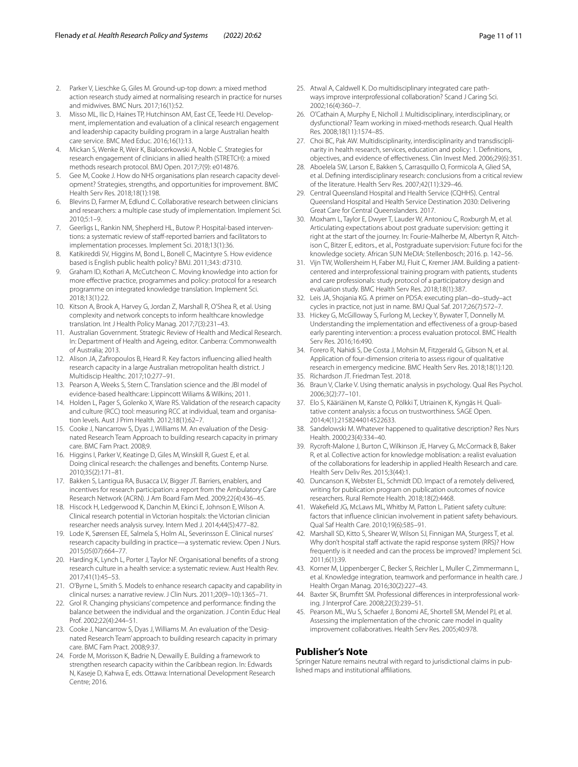2. Parker V, Lieschke G, Giles M. Ground-up-top down: a mixed method action research study aimed at normalising research in practice for nurses and midwives. BMC Nurs. 2017;16(1):52.
3. Misso ML, Ilic D, Haines TP, Hutchinson AM, East CE, Teede HJ. Development, implementation and evaluation of a clinical research engagement and leadership capacity building program in a large Australian health care service. BMC Med Educ. 2016;16(1):13.
4. Mickan S, Wenke R, Weir K, Bialocerkowski A, Noble C. Strategies for research engagement of clinicians in allied health (STRETCH): a mixed methods research protocol. BMJ Open. 2017;7(9): e014876.
5. Gee M, Cooke J. How do NHS organisations plan research capacity development? Strategies, strengths, and opportunities for improvement. BMC Health Serv Res. 2018;18(1):198.
6. Blevins D, Farmer M, Edlund C. Collaborative research between clinicians and researchers: a multiple case study of implementation. Implement Sci. 2010;5:1–9.
7. Geerligs L, Rankin NM, Shepherd HL, Butow P. Hospital-based interventions: a systematic review of staff-reported barriers and facilitators to implementation processes. Implement Sci. 2018;13(1):36.
8. Katikireddi SV, Higgins M, Bond L, Bonell C, Macintyre S. How evidence based is English public health policy? BMJ. 2011;343: d7310.
9. Graham ID, Kothari A, McCutcheon C. Moving knowledge into action for more effective practice, programmes and policy: protocol for a research programme on integrated knowledge translation. Implement Sci. 2018;13(1):22.
10. Kitson A, Brook A, Harvey G, Jordan Z, Marshall R, O'Shea R, et al. Using complexity and network concepts to inform healthcare knowledge translation. Int J Health Policy Manag. 2017;7(3):231–43.
11. Australian Government. Strategic Review of Health and Medical Research. In: Department of Health and Ageing, editor. Canberra: Commonwealth of Australia; 2013.
12. Alison JA, Zafiropoulos B, Heard R. Key factors influencing allied health research capacity in a large Australian metropolitan health district. J Multidiscip Healthc. 2017;10:277–91.
13. Pearson A, Weeks S, Stern C. Translation science and the JBI model of evidence-based healthcare: Lippincott Wiliams & Wilkins; 2011.
14. Holden L, Pager S, Golenko X, Ware RS. Validation of the research capacity and culture (RCC) tool: measuring RCC at individual, team and organisation levels. Aust J Prim Health. 2012;18(1):62–7.
15. Cooke J, Nancarrow S, Dyas J, Williams M. An evaluation of the Designated Research Team Approach to building research capacity in primary care. BMC Fam Pract. 2008;9.
16. Higgins I, Parker V, Keatinge D, Giles M, Winskill R, Guest E, et al. Doing clinical research: the challenges and benefits. Contemp Nurse. 2010;35(2):171–81.
17. Bakken S, Lantigua RA, Busacca LV, Bigger JT. Barriers, enablers, and incentives for research participation: a report from the Ambulatory Care Research Network (ACRN). J Am Board Fam Med. 2009;22(4):436–45.
18. Hiscock H, Ledgerwood K, Danchin M, Ekinci E, Johnson E, Wilson A. Clinical research potential in Victorian hospitals: the Victorian clinician researcher needs analysis survey. Intern Med J. 2014;44(5):477–82.
19. Lode K, Sørensen EE, Salmela S, Holm AL, Severinsson E. Clinical nurses' research capacity building in practice—a systematic review. Open J Nurs. 2015;05(07):664–77.
20. Harding K, Lynch L, Porter J, Taylor NF. Organisational benefits of a strong research culture in a health service: a systematic review. Aust Health Rev. 2017;41(1):45–53.
21. O'Byrne L, Smith S. Models to enhance research capacity and capability in clinical nurses: a narrative review. J Clin Nurs. 2011;20(9–10):1365–71.
22. Grol R. Changing physicians' competence and performance: finding the balance between the individual and the organization. J Contin Educ Heal Prof. 2002;22(4):244–51.
23. Cooke J, Nancarrow S, Dyas J, Williams M. An evaluation of the 'Designated Research Team' approach to building research capacity in primary care. BMC Fam Pract. 2008;9:37.
24. Forde M, Morisson K, Badrie N, Dewailly E. Building a framework to strengthen research capacity within the Caribbean region. In: Edwards N, Kaseje D, Kahwa E, eds. Ottawa: International Development Research Centre; 2016.
25. Atwal A, Caldwell K. Do multidisciplinary integrated care pathways improve interprofessional collaboration? Scand J Caring Sci. 2002;16(4):360–7.
26. O'Cathain A, Murphy E, Nicholl J. Multidisciplinary, interdisciplinary, or dysfunctional? Team working in mixed-methods research. Qual Health Res. 2008;18(11):1574–85.
27. Choi BC, Pak AW. Multidisciplinarity, interdisciplinarity and transdisciplinarity in health research, services, education and policy: 1. Definitions, objectives, and evidence of effectiveness. Clin Invest Med. 2006;29(6):351.
28. Aboelela SW, Larson E, Bakken S, Carrasquillo O, Formicola A, Glied SA, et al. Defining interdisciplinary research: conclusions from a critical review of the literature. Health Serv Res. 2007;42(11):329–46.
29. Central Queensland Hospital and Health Service (CQHHS). Central Queensland Hospital and Health Service Destination 2030: Delivering Great Care for Central Queenslanders. 2017.
30. Moxham L, Taylor E, Dwyer T, Lauder W, Antoniou C, Roxburgh M, et al. Articulating expectations about post graduate supervision: getting it right at the start of the journey. In: Fourie-Malherbe M, Albertyn R, Aitchison C, Bitzer E, editors., et al., Postgraduate supervision: Future foci for the knowledge society. African SUN MeDIA: Stellenbosch; 2016. p. 142–56.
31. Vijn TW, Wollersheim H, Faber MJ, Fluit C, Kremer JAM. Building a patient-centered and interprofessional training program with patients, students and care professionals: study protocol of a participatory design and evaluation study. BMC Health Serv Res. 2018;18(1):387.
32. Leis JA, Shojania KG. A primer on PDSA: executing plan–do–study–act cycles in practice, not just in name. BMJ Qual Saf. 2017;26(7):572–7.
33. Hickey G, McGilloway S, Furlong M, Leckey Y, Bywater T, Donnelly M. Understanding the implementation and effectiveness of a group-based early parenting intervention: a process evaluation protocol. BMC Health Serv Res. 2016;16:490.
34. Forero R, Nahidi S, De Costa J, Mohsin M, Fitzgerald G, Gibson N, et al. Application of four-dimension criteria to assess rigour of qualitative research in emergency medicine. BMC Health Serv Res. 2018;18(1):120.
35. Richardson JT. Friedman Test. 2018.
36. Braun V, Clarke V. Using thematic analysis in psychology. Qual Res Psychol. 2006;3(2):77–101.
37. Elo S, Kääriäinen M, Kanste O, Pölkki T, Utriainen K, Kyngäs H. Qualitative content analysis: a focus on trustworthiness. SAGE Open. 2014;4(1):2158244014522633.
38. Sandelowski M. Whatever happened to qualitative description? Res Nurs Health. 2000;23(4):334–40.
39. Rycroft-Malone J, Burton C, Wilkinson JE, Harvey G, McCormack B, Baker R, et al. Collective action for knowledge moblisation: a realist evaluation of the collaborations for leadership in applied Health Research and care. Health Serv Deliv Res. 2015;3(44):1.
40. Duncanson K, Webster EL, Schmidt DD. Impact of a remotely delivered, writing for publication program on publication outcomes of novice researchers. Rural Remote Health. 2018;18(2):4468.
41. Wakefield JG, McLaws ML, Whitby M, Patton L. Patient safety culture: factors that influence clinician involvement in patient safety behaviours. Qual Saf Health Care. 2010;19(6):585–91.
42. Marshall SD, Kitto S, Shearer W, Wilson SJ, Finnigan MA, Sturgess T, et al. Why don't hospital staff activate the rapid response system (RRS)? How frequently is it needed and can the process be improved? Implement Sci. 2011;6(1):39.
43. Korner M, Lippenberger C, Becker S, Reichler L, Muller C, Zimmermann L, et al. Knowledge integration, teamwork and performance in health care. J Health Organ Manag. 2016;30(2):227–43.
44. Baxter SK, Brumfitt SM. Professional differences in interprofessional working. J Interprof Care. 2008;22(3):239–51.
45. Pearson ML, Wu S, Schaefer J, Bonomi AE, Shortell SM, Mendel PJ, et al. Assessing the implementation of the chronic care model in quality improvement collaboratives. Health Serv Res. 2005;40:978.

## Publisher's Note

Springer Nature remains neutral with regard to jurisdictional claims in published maps and institutional affiliations.